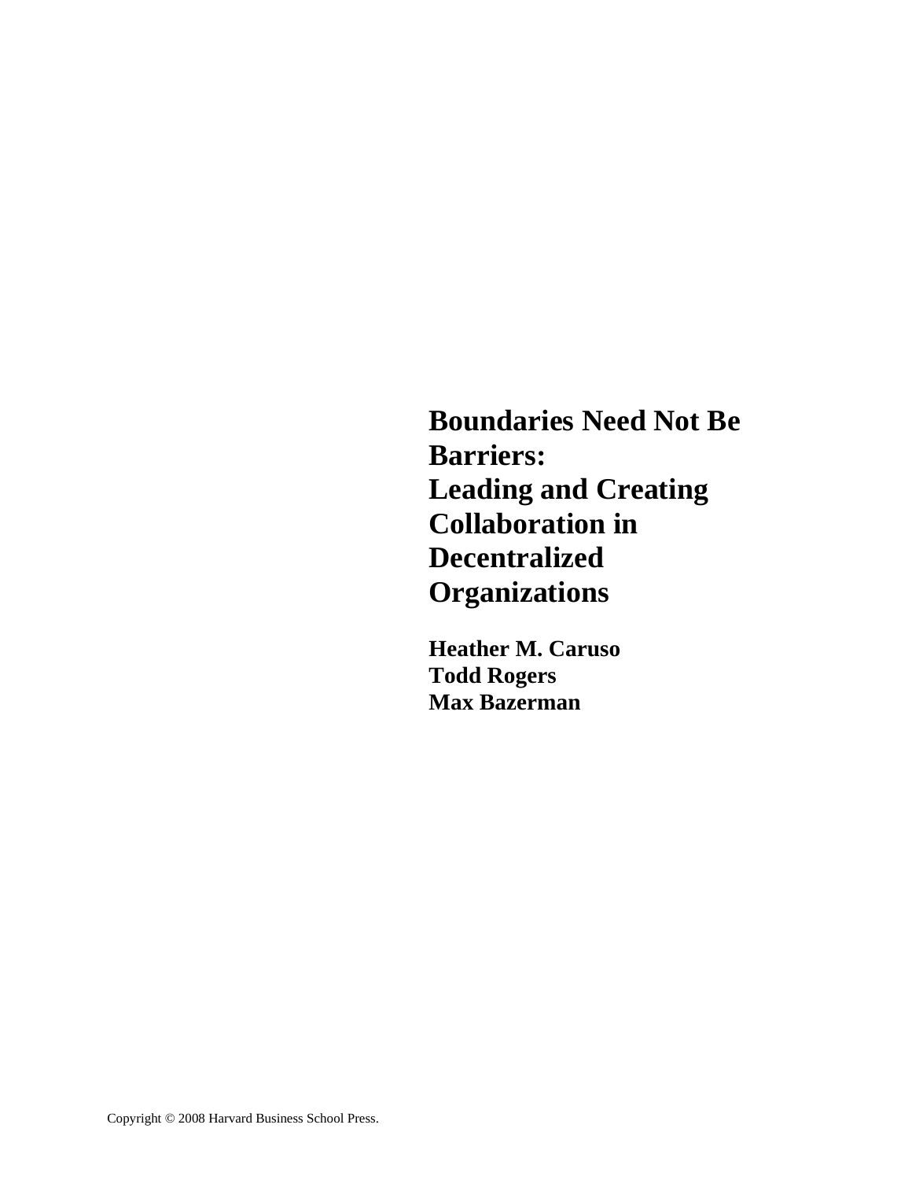# Boundaries Need Not Be Barriers: Leading and Creating Collaboration in Decentralized Organizations

**Heather M. Caruso**
**Todd Rogers**
**Max Bazerman**

Copyright © 2008 Harvard Business School Press.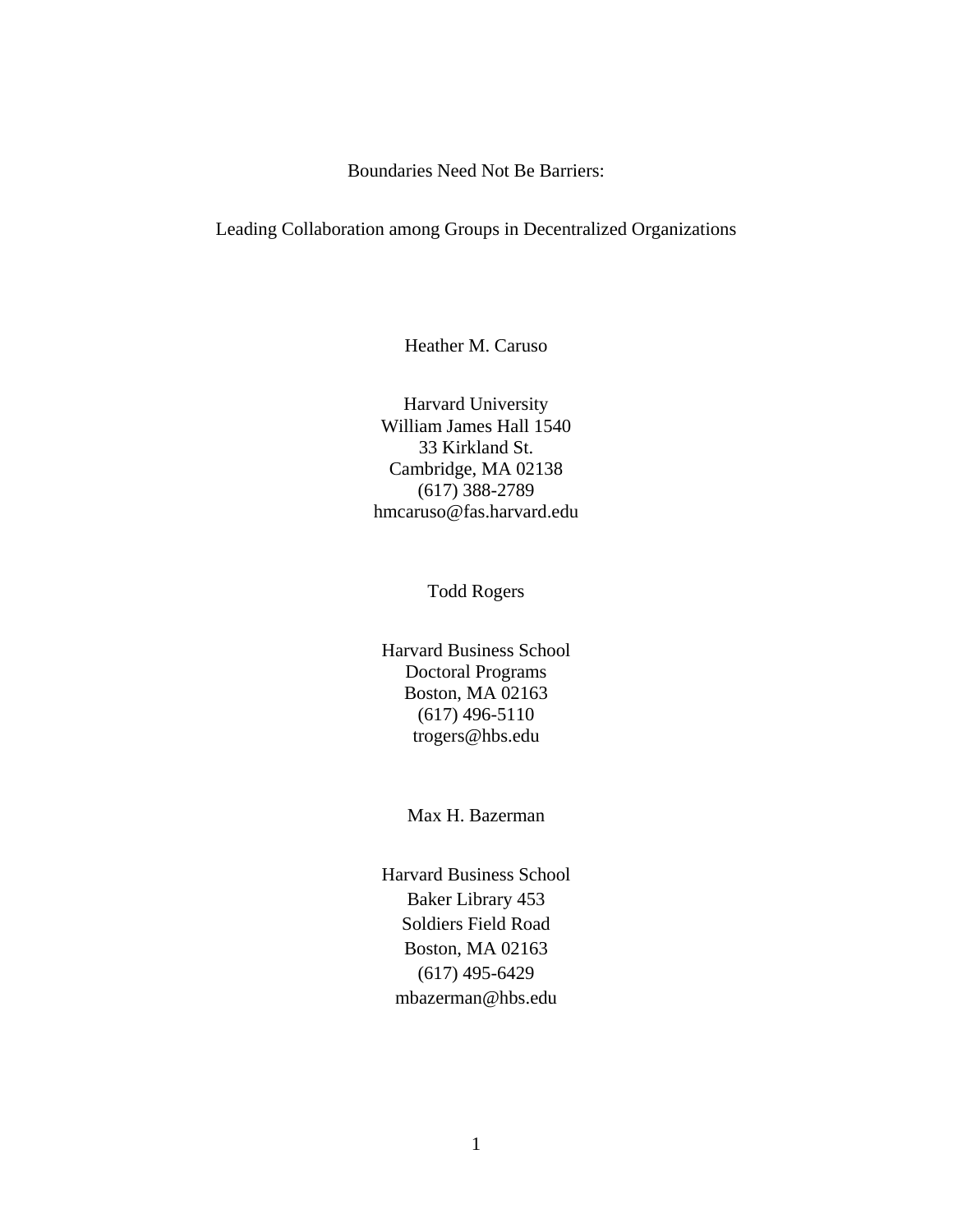# Boundaries Need Not Be Barriers:

## Leading Collaboration among Groups in Decentralized Organizations

Heather M. Caruso

Harvard University
William James Hall 1540
33 Kirkland St.
Cambridge, MA 02138
(617) 388-2789
hmcaruso@fas.harvard.edu

Todd Rogers

Harvard Business School
Doctoral Programs
Boston, MA 02163
(617) 496-5110
trogers@hbs.edu

Max H. Bazerman

Harvard Business School
Baker Library 453
Soldiers Field Road
Boston, MA 02163
(617) 495-6429
mbazerman@hbs.edu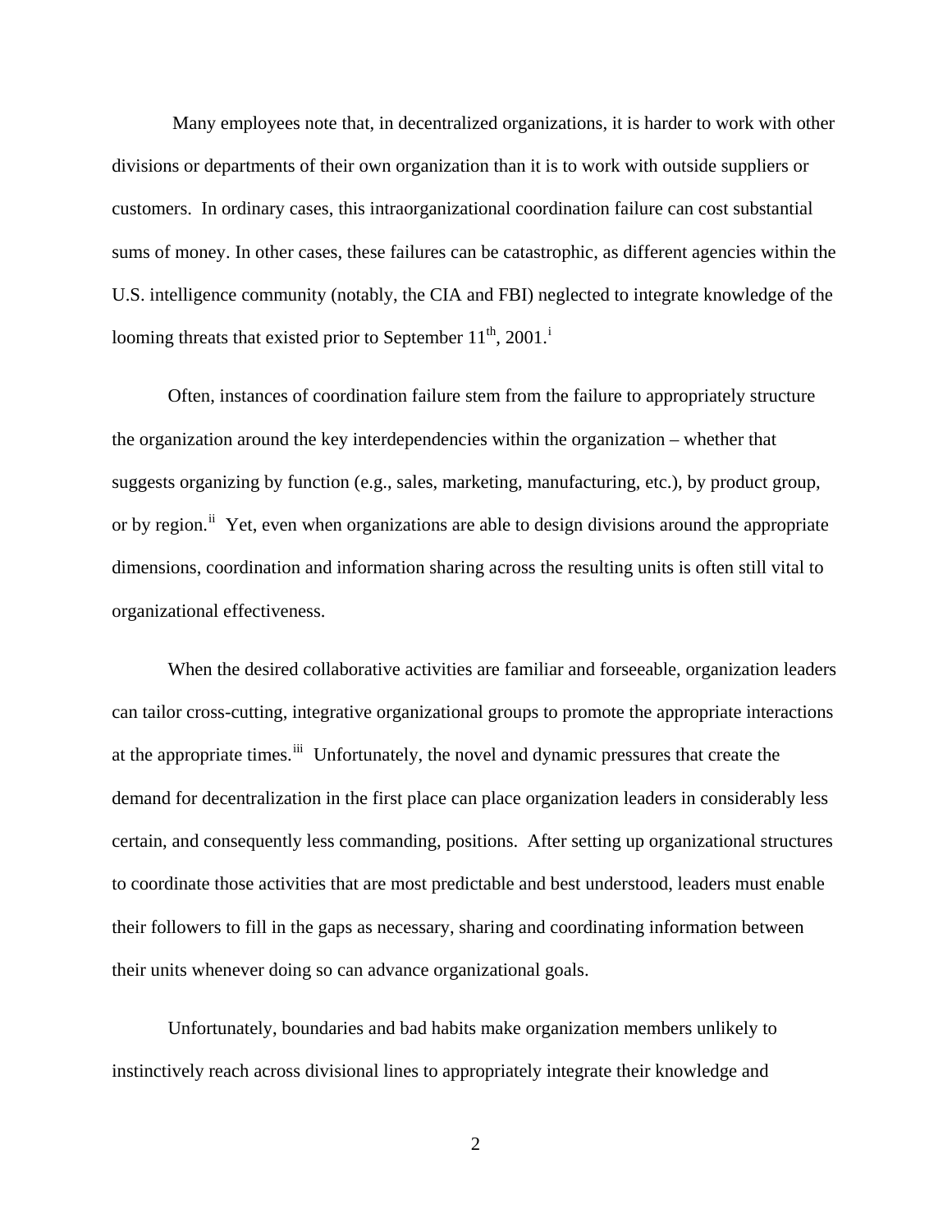Many employees note that, in decentralized organizations, it is harder to work with other divisions or departments of their own organization than it is to work with outside suppliers or customers. In ordinary cases, this intraorganizational coordination failure can cost substantial sums of money. In other cases, these failures can be catastrophic, as different agencies within the U.S. intelligence community (notably, the CIA and FBI) neglected to integrate knowledge of the looming threats that existed prior to September 11th, 2001.[i]

Often, instances of coordination failure stem from the failure to appropriately structure the organization around the key interdependencies within the organization – whether that suggests organizing by function (e.g., sales, marketing, manufacturing, etc.), by product group, or by region.[ii] Yet, even when organizations are able to design divisions around the appropriate dimensions, coordination and information sharing across the resulting units is often still vital to organizational effectiveness.

When the desired collaborative activities are familiar and forseeable, organization leaders can tailor cross-cutting, integrative organizational groups to promote the appropriate interactions at the appropriate times.[iii] Unfortunately, the novel and dynamic pressures that create the demand for decentralization in the first place can place organization leaders in considerably less certain, and consequently less commanding, positions. After setting up organizational structures to coordinate those activities that are most predictable and best understood, leaders must enable their followers to fill in the gaps as necessary, sharing and coordinating information between their units whenever doing so can advance organizational goals.

Unfortunately, boundaries and bad habits make organization members unlikely to instinctively reach across divisional lines to appropriately integrate their knowledge and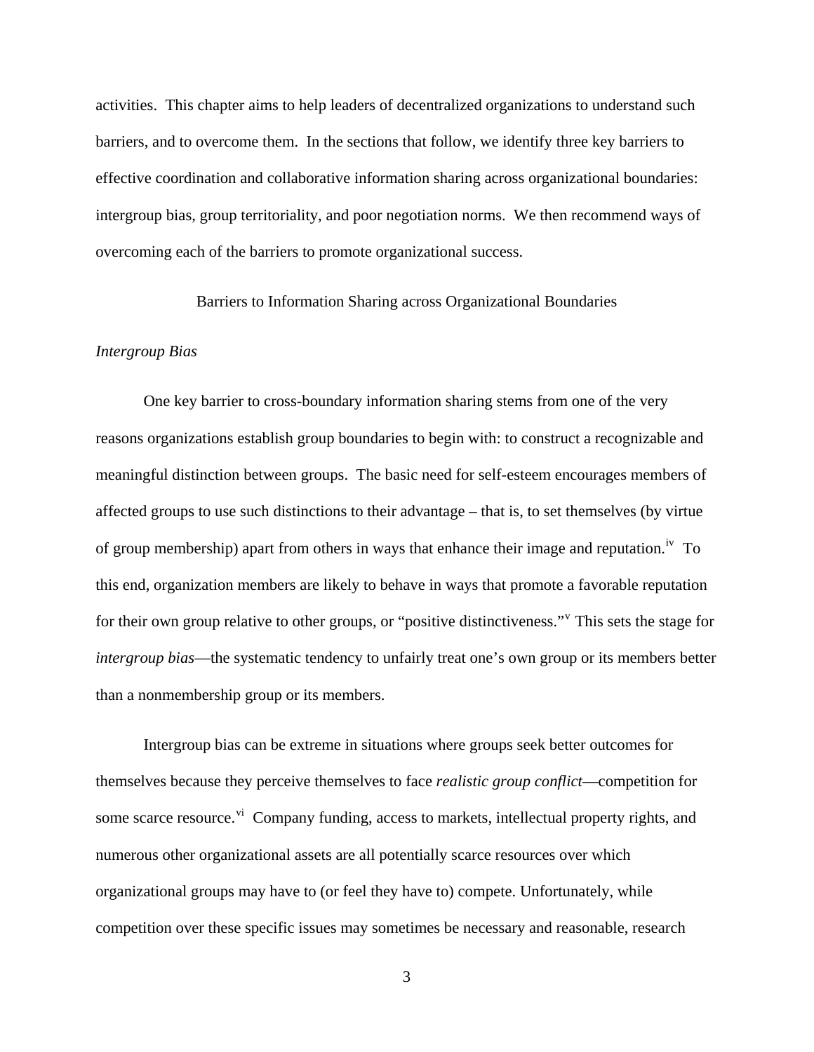activities. This chapter aims to help leaders of decentralized organizations to understand such barriers, and to overcome them. In the sections that follow, we identify three key barriers to effective coordination and collaborative information sharing across organizational boundaries: intergroup bias, group territoriality, and poor negotiation norms. We then recommend ways of overcoming each of the barriers to promote organizational success.

## Barriers to Information Sharing across Organizational Boundaries

### *Intergroup Bias*

One key barrier to cross-boundary information sharing stems from one of the very reasons organizations establish group boundaries to begin with: to construct a recognizable and meaningful distinction between groups. The basic need for self-esteem encourages members of affected groups to use such distinctions to their advantage – that is, to set themselves (by virtue of group membership) apart from others in ways that enhance their image and reputation.[iv] To this end, organization members are likely to behave in ways that promote a favorable reputation for their own group relative to other groups, or "positive distinctiveness."[v] This sets the stage for *intergroup bias*—the systematic tendency to unfairly treat one's own group or its members better than a nonmembership group or its members.

Intergroup bias can be extreme in situations where groups seek better outcomes for themselves because they perceive themselves to face *realistic group conflict*—competition for some scarce resource.[vi] Company funding, access to markets, intellectual property rights, and numerous other organizational assets are all potentially scarce resources over which organizational groups may have to (or feel they have to) compete. Unfortunately, while competition over these specific issues may sometimes be necessary and reasonable, research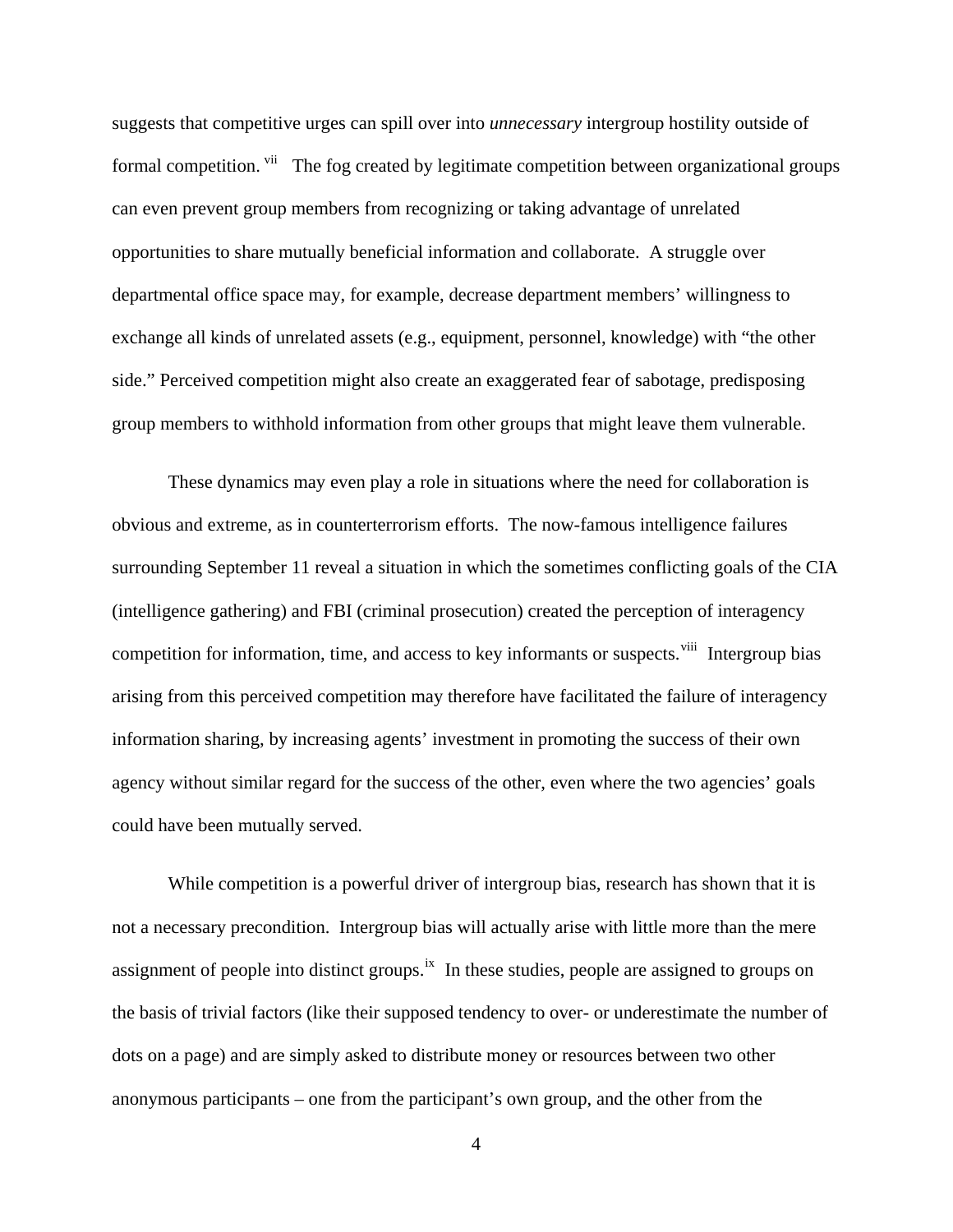suggests that competitive urges can spill over into *unnecessary* intergroup hostility outside of formal competition.[vii] The fog created by legitimate competition between organizational groups can even prevent group members from recognizing or taking advantage of unrelated opportunities to share mutually beneficial information and collaborate. A struggle over departmental office space may, for example, decrease department members' willingness to exchange all kinds of unrelated assets (e.g., equipment, personnel, knowledge) with "the other side." Perceived competition might also create an exaggerated fear of sabotage, predisposing group members to withhold information from other groups that might leave them vulnerable.

These dynamics may even play a role in situations where the need for collaboration is obvious and extreme, as in counterterrorism efforts. The now-famous intelligence failures surrounding September 11 reveal a situation in which the sometimes conflicting goals of the CIA (intelligence gathering) and FBI (criminal prosecution) created the perception of interagency competition for information, time, and access to key informants or suspects.[viii] Intergroup bias arising from this perceived competition may therefore have facilitated the failure of interagency information sharing, by increasing agents' investment in promoting the success of their own agency without similar regard for the success of the other, even where the two agencies' goals could have been mutually served.

While competition is a powerful driver of intergroup bias, research has shown that it is not a necessary precondition. Intergroup bias will actually arise with little more than the mere assignment of people into distinct groups.[ix] In these studies, people are assigned to groups on the basis of trivial factors (like their supposed tendency to over- or underestimate the number of dots on a page) and are simply asked to distribute money or resources between two other anonymous participants – one from the participant's own group, and the other from the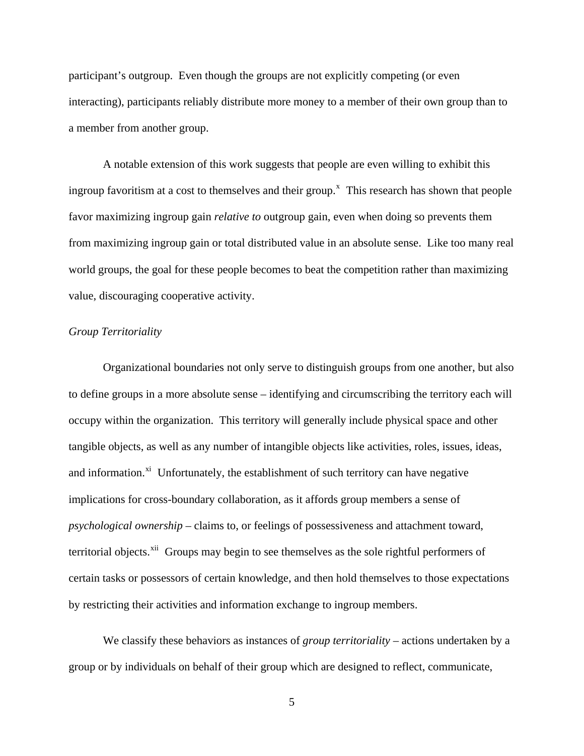participant's outgroup. Even though the groups are not explicitly competing (or even interacting), participants reliably distribute more money to a member of their own group than to a member from another group.

A notable extension of this work suggests that people are even willing to exhibit this ingroup favoritism at a cost to themselves and their group.[x] This research has shown that people favor maximizing ingroup gain *relative to* outgroup gain, even when doing so prevents them from maximizing ingroup gain or total distributed value in an absolute sense. Like too many real world groups, the goal for these people becomes to beat the competition rather than maximizing value, discouraging cooperative activity.

*Group Territoriality*

Organizational boundaries not only serve to distinguish groups from one another, but also to define groups in a more absolute sense – identifying and circumscribing the territory each will occupy within the organization. This territory will generally include physical space and other tangible objects, as well as any number of intangible objects like activities, roles, issues, ideas, and information.[xi] Unfortunately, the establishment of such territory can have negative implications for cross-boundary collaboration, as it affords group members a sense of *psychological ownership* – claims to, or feelings of possessiveness and attachment toward, territorial objects.[xii] Groups may begin to see themselves as the sole rightful performers of certain tasks or possessors of certain knowledge, and then hold themselves to those expectations by restricting their activities and information exchange to ingroup members.

We classify these behaviors as instances of *group territoriality* – actions undertaken by a group or by individuals on behalf of their group which are designed to reflect, communicate,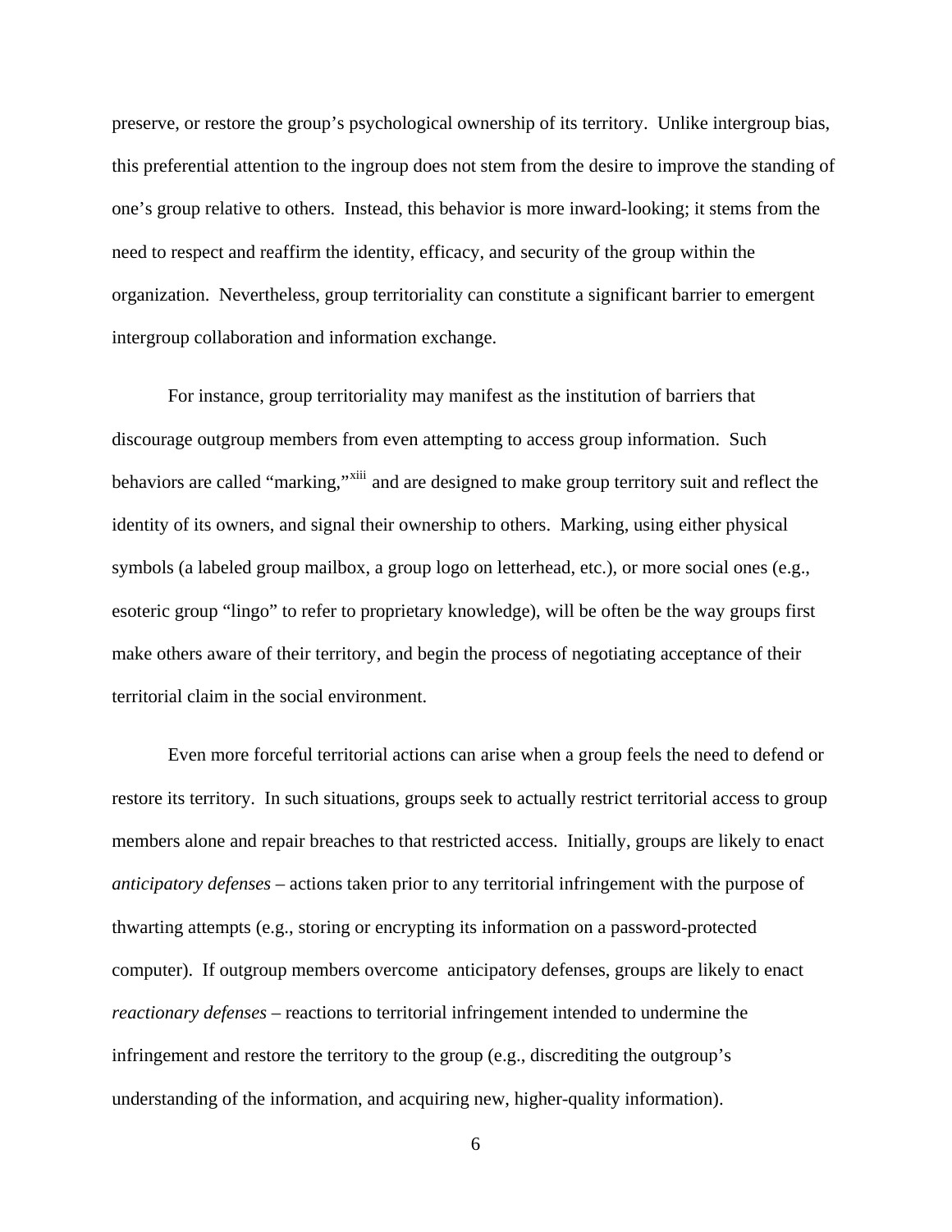preserve, or restore the group's psychological ownership of its territory. Unlike intergroup bias, this preferential attention to the ingroup does not stem from the desire to improve the standing of one's group relative to others. Instead, this behavior is more inward-looking; it stems from the need to respect and reaffirm the identity, efficacy, and security of the group within the organization. Nevertheless, group territoriality can constitute a significant barrier to emergent intergroup collaboration and information exchange.

For instance, group territoriality may manifest as the institution of barriers that discourage outgroup members from even attempting to access group information. Such behaviors are called "marking,"[xiii] and are designed to make group territory suit and reflect the identity of its owners, and signal their ownership to others. Marking, using either physical symbols (a labeled group mailbox, a group logo on letterhead, etc.), or more social ones (e.g., esoteric group "lingo" to refer to proprietary knowledge), will be often be the way groups first make others aware of their territory, and begin the process of negotiating acceptance of their territorial claim in the social environment.

Even more forceful territorial actions can arise when a group feels the need to defend or restore its territory. In such situations, groups seek to actually restrict territorial access to group members alone and repair breaches to that restricted access. Initially, groups are likely to enact *anticipatory defenses* – actions taken prior to any territorial infringement with the purpose of thwarting attempts (e.g., storing or encrypting its information on a password-protected computer). If outgroup members overcome anticipatory defenses, groups are likely to enact *reactionary defenses* – reactions to territorial infringement intended to undermine the infringement and restore the territory to the group (e.g., discrediting the outgroup's understanding of the information, and acquiring new, higher-quality information).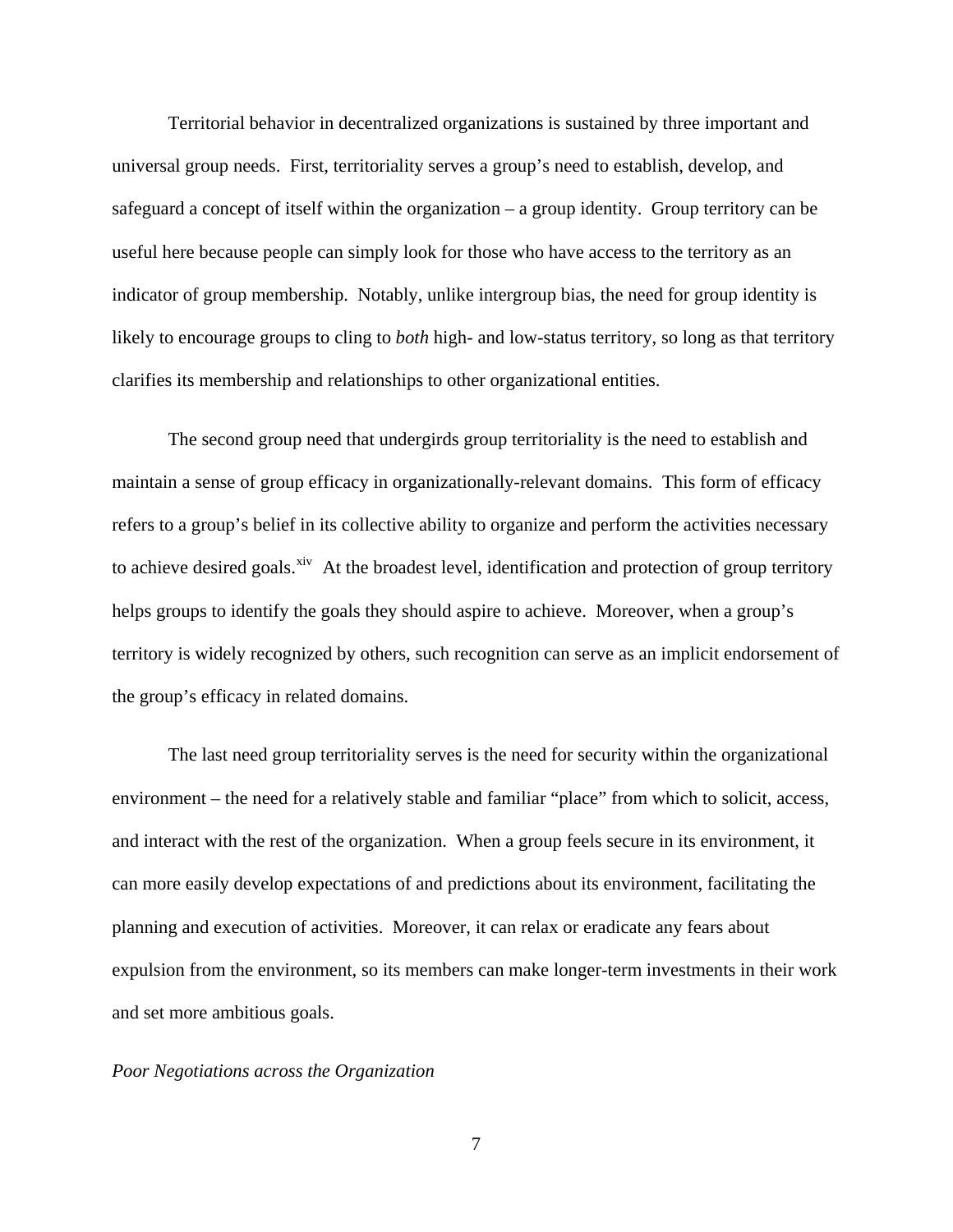Territorial behavior in decentralized organizations is sustained by three important and universal group needs. First, territoriality serves a group's need to establish, develop, and safeguard a concept of itself within the organization – a group identity. Group territory can be useful here because people can simply look for those who have access to the territory as an indicator of group membership. Notably, unlike intergroup bias, the need for group identity is likely to encourage groups to cling to *both* high- and low-status territory, so long as that territory clarifies its membership and relationships to other organizational entities.

The second group need that undergirds group territoriality is the need to establish and maintain a sense of group efficacy in organizationally-relevant domains. This form of efficacy refers to a group's belief in its collective ability to organize and perform the activities necessary to achieve desired goals.[xiv] At the broadest level, identification and protection of group territory helps groups to identify the goals they should aspire to achieve. Moreover, when a group's territory is widely recognized by others, such recognition can serve as an implicit endorsement of the group's efficacy in related domains.

The last need group territoriality serves is the need for security within the organizational environment – the need for a relatively stable and familiar "place" from which to solicit, access, and interact with the rest of the organization. When a group feels secure in its environment, it can more easily develop expectations of and predictions about its environment, facilitating the planning and execution of activities. Moreover, it can relax or eradicate any fears about expulsion from the environment, so its members can make longer-term investments in their work and set more ambitious goals.

*Poor Negotiations across the Organization*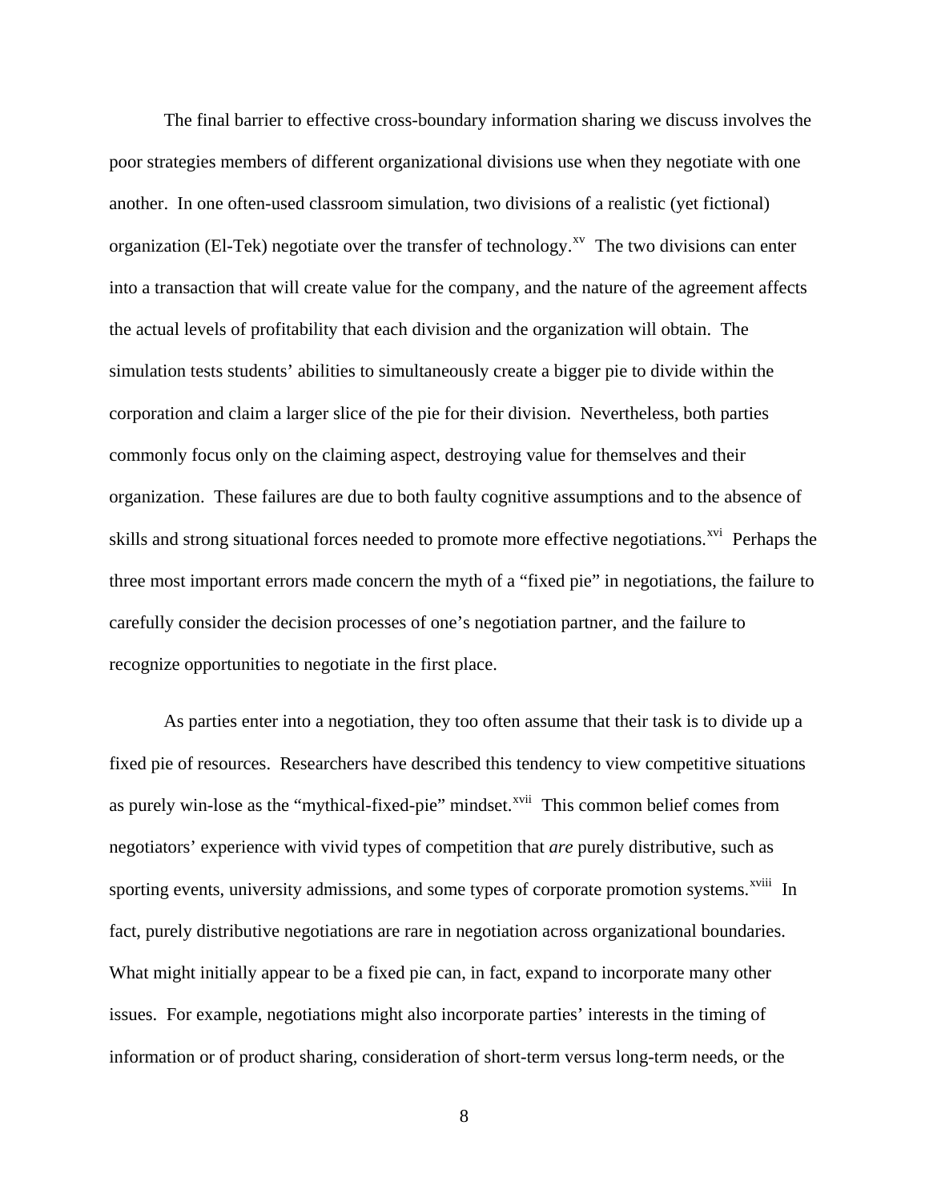The final barrier to effective cross-boundary information sharing we discuss involves the poor strategies members of different organizational divisions use when they negotiate with one another. In one often-used classroom simulation, two divisions of a realistic (yet fictional) organization (El-Tek) negotiate over the transfer of technology.[xv] The two divisions can enter into a transaction that will create value for the company, and the nature of the agreement affects the actual levels of profitability that each division and the organization will obtain. The simulation tests students' abilities to simultaneously create a bigger pie to divide within the corporation and claim a larger slice of the pie for their division. Nevertheless, both parties commonly focus only on the claiming aspect, destroying value for themselves and their organization. These failures are due to both faulty cognitive assumptions and to the absence of skills and strong situational forces needed to promote more effective negotiations.[xvi] Perhaps the three most important errors made concern the myth of a "fixed pie" in negotiations, the failure to carefully consider the decision processes of one's negotiation partner, and the failure to recognize opportunities to negotiate in the first place.

As parties enter into a negotiation, they too often assume that their task is to divide up a fixed pie of resources. Researchers have described this tendency to view competitive situations as purely win-lose as the "mythical-fixed-pie" mindset.[xvii] This common belief comes from negotiators' experience with vivid types of competition that *are* purely distributive, such as sporting events, university admissions, and some types of corporate promotion systems.[xviii] In fact, purely distributive negotiations are rare in negotiation across organizational boundaries. What might initially appear to be a fixed pie can, in fact, expand to incorporate many other issues. For example, negotiations might also incorporate parties' interests in the timing of information or of product sharing, consideration of short-term versus long-term needs, or the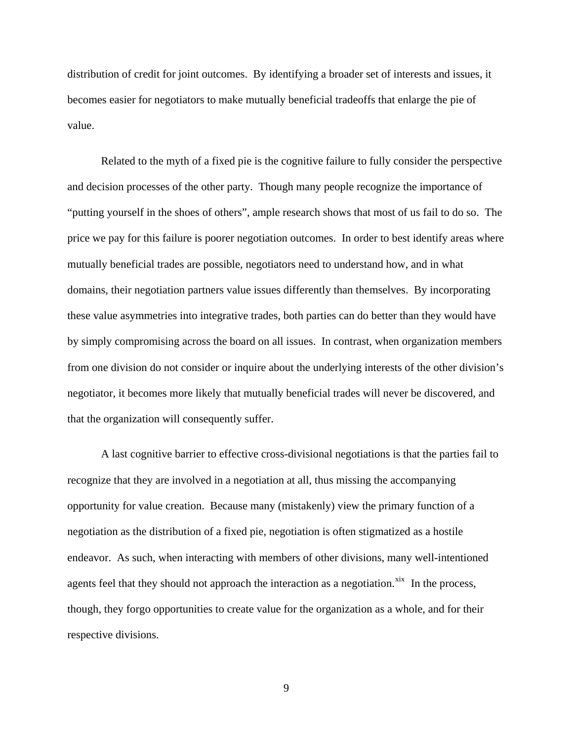distribution of credit for joint outcomes. By identifying a broader set of interests and issues, it becomes easier for negotiators to make mutually beneficial tradeoffs that enlarge the pie of value.

Related to the myth of a fixed pie is the cognitive failure to fully consider the perspective and decision processes of the other party. Though many people recognize the importance of "putting yourself in the shoes of others", ample research shows that most of us fail to do so. The price we pay for this failure is poorer negotiation outcomes. In order to best identify areas where mutually beneficial trades are possible, negotiators need to understand how, and in what domains, their negotiation partners value issues differently than themselves. By incorporating these value asymmetries into integrative trades, both parties can do better than they would have by simply compromising across the board on all issues. In contrast, when organization members from one division do not consider or inquire about the underlying interests of the other division's negotiator, it becomes more likely that mutually beneficial trades will never be discovered, and that the organization will consequently suffer.

A last cognitive barrier to effective cross-divisional negotiations is that the parties fail to recognize that they are involved in a negotiation at all, thus missing the accompanying opportunity for value creation. Because many (mistakenly) view the primary function of a negotiation as the distribution of a fixed pie, negotiation is often stigmatized as a hostile endeavor. As such, when interacting with members of other divisions, many well-intentioned agents feel that they should not approach the interaction as a negotiation.[xix] In the process, though, they forgo opportunities to create value for the organization as a whole, and for their respective divisions.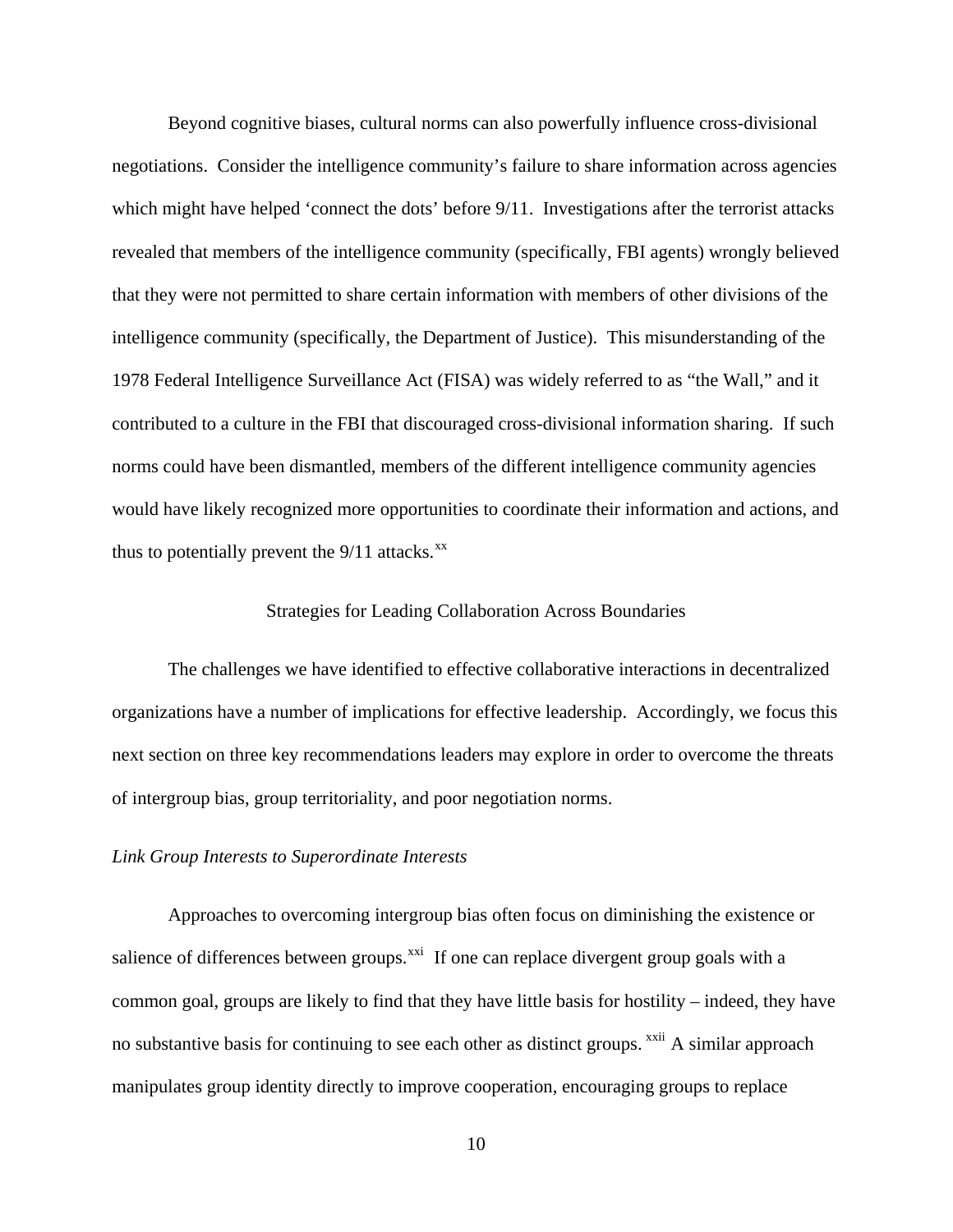Beyond cognitive biases, cultural norms can also powerfully influence cross-divisional negotiations. Consider the intelligence community's failure to share information across agencies which might have helped 'connect the dots' before 9/11. Investigations after the terrorist attacks revealed that members of the intelligence community (specifically, FBI agents) wrongly believed that they were not permitted to share certain information with members of other divisions of the intelligence community (specifically, the Department of Justice). This misunderstanding of the 1978 Federal Intelligence Surveillance Act (FISA) was widely referred to as "the Wall," and it contributed to a culture in the FBI that discouraged cross-divisional information sharing. If such norms could have been dismantled, members of the different intelligence community agencies would have likely recognized more opportunities to coordinate their information and actions, and thus to potentially prevent the 9/11 attacks.[xx]

## Strategies for Leading Collaboration Across Boundaries

The challenges we have identified to effective collaborative interactions in decentralized organizations have a number of implications for effective leadership. Accordingly, we focus this next section on three key recommendations leaders may explore in order to overcome the threats of intergroup bias, group territoriality, and poor negotiation norms.

### *Link Group Interests to Superordinate Interests*

Approaches to overcoming intergroup bias often focus on diminishing the existence or salience of differences between groups.[xxi] If one can replace divergent group goals with a common goal, groups are likely to find that they have little basis for hostility – indeed, they have no substantive basis for continuing to see each other as distinct groups.[xxii] A similar approach manipulates group identity directly to improve cooperation, encouraging groups to replace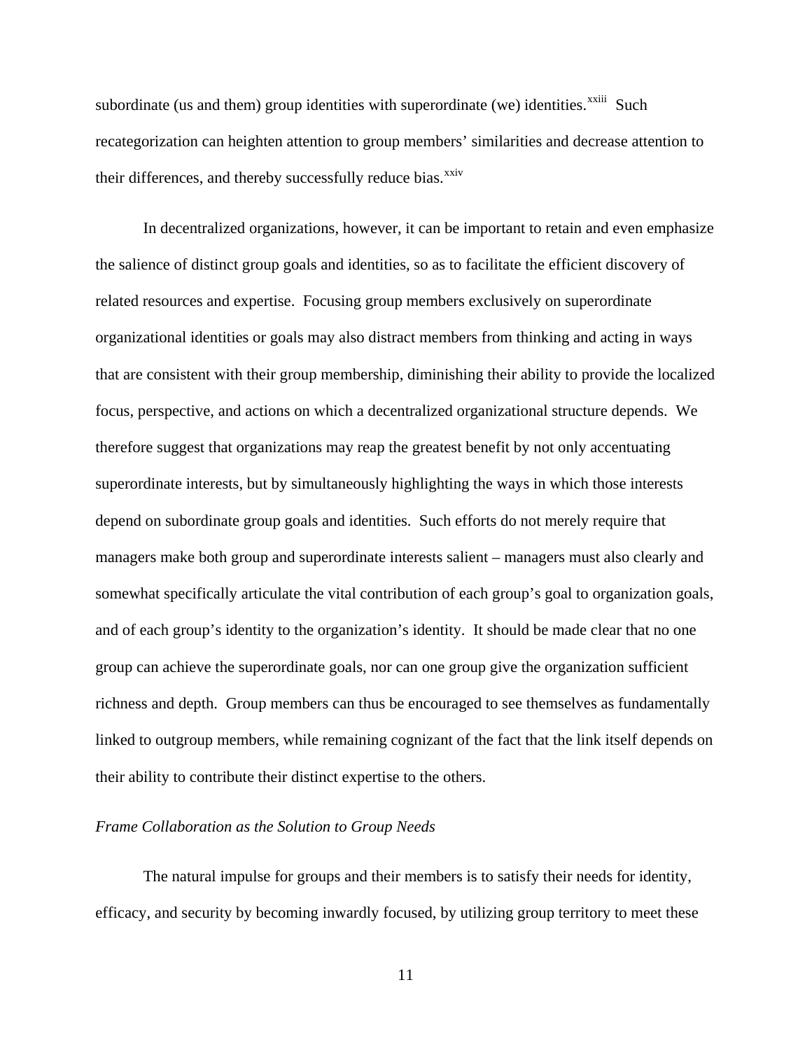subordinate (us and them) group identities with superordinate (we) identities.[xxiii] Such recategorization can heighten attention to group members' similarities and decrease attention to their differences, and thereby successfully reduce bias.[xxiv]

In decentralized organizations, however, it can be important to retain and even emphasize the salience of distinct group goals and identities, so as to facilitate the efficient discovery of related resources and expertise. Focusing group members exclusively on superordinate organizational identities or goals may also distract members from thinking and acting in ways that are consistent with their group membership, diminishing their ability to provide the localized focus, perspective, and actions on which a decentralized organizational structure depends. We therefore suggest that organizations may reap the greatest benefit by not only accentuating superordinate interests, but by simultaneously highlighting the ways in which those interests depend on subordinate group goals and identities. Such efforts do not merely require that managers make both group and superordinate interests salient – managers must also clearly and somewhat specifically articulate the vital contribution of each group's goal to organization goals, and of each group's identity to the organization's identity. It should be made clear that no one group can achieve the superordinate goals, nor can one group give the organization sufficient richness and depth. Group members can thus be encouraged to see themselves as fundamentally linked to outgroup members, while remaining cognizant of the fact that the link itself depends on their ability to contribute their distinct expertise to the others.

*Frame Collaboration as the Solution to Group Needs*

The natural impulse for groups and their members is to satisfy their needs for identity, efficacy, and security by becoming inwardly focused, by utilizing group territory to meet these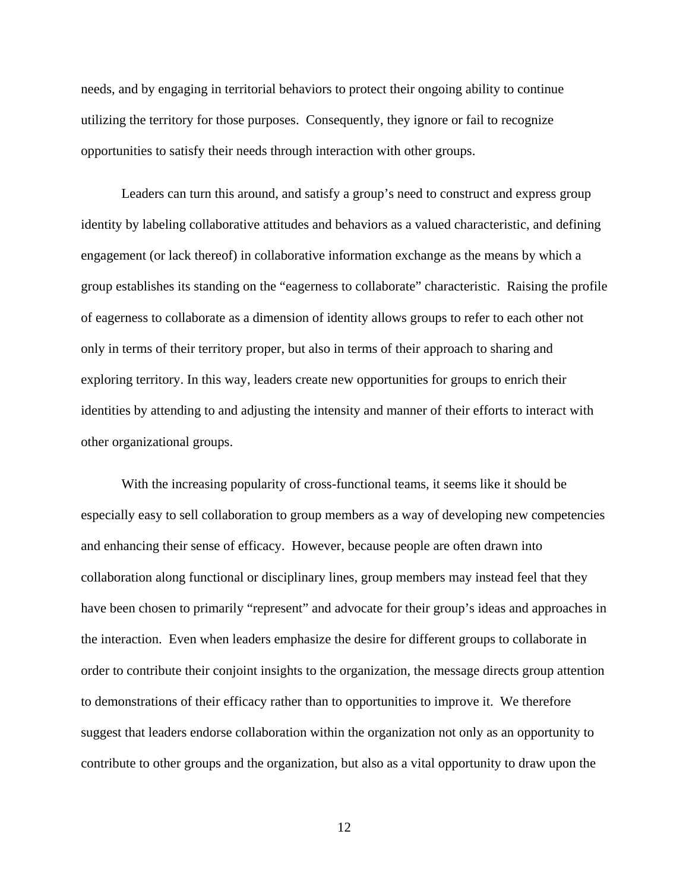needs, and by engaging in territorial behaviors to protect their ongoing ability to continue utilizing the territory for those purposes. Consequently, they ignore or fail to recognize opportunities to satisfy their needs through interaction with other groups.

Leaders can turn this around, and satisfy a group's need to construct and express group identity by labeling collaborative attitudes and behaviors as a valued characteristic, and defining engagement (or lack thereof) in collaborative information exchange as the means by which a group establishes its standing on the "eagerness to collaborate" characteristic. Raising the profile of eagerness to collaborate as a dimension of identity allows groups to refer to each other not only in terms of their territory proper, but also in terms of their approach to sharing and exploring territory. In this way, leaders create new opportunities for groups to enrich their identities by attending to and adjusting the intensity and manner of their efforts to interact with other organizational groups.

With the increasing popularity of cross-functional teams, it seems like it should be especially easy to sell collaboration to group members as a way of developing new competencies and enhancing their sense of efficacy. However, because people are often drawn into collaboration along functional or disciplinary lines, group members may instead feel that they have been chosen to primarily "represent" and advocate for their group's ideas and approaches in the interaction. Even when leaders emphasize the desire for different groups to collaborate in order to contribute their conjoint insights to the organization, the message directs group attention to demonstrations of their efficacy rather than to opportunities to improve it. We therefore suggest that leaders endorse collaboration within the organization not only as an opportunity to contribute to other groups and the organization, but also as a vital opportunity to draw upon the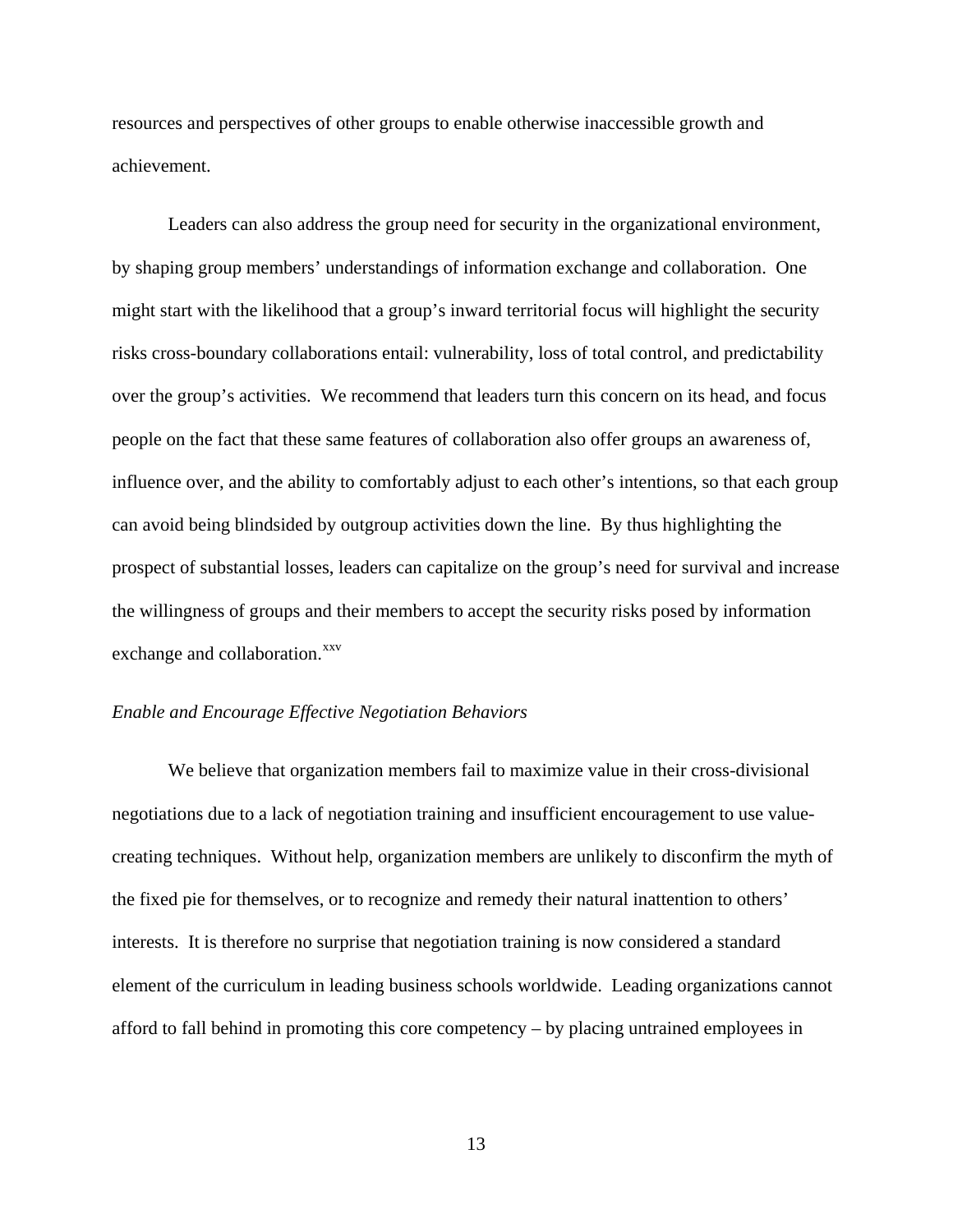resources and perspectives of other groups to enable otherwise inaccessible growth and achievement.

Leaders can also address the group need for security in the organizational environment, by shaping group members' understandings of information exchange and collaboration. One might start with the likelihood that a group's inward territorial focus will highlight the security risks cross-boundary collaborations entail: vulnerability, loss of total control, and predictability over the group's activities. We recommend that leaders turn this concern on its head, and focus people on the fact that these same features of collaboration also offer groups an awareness of, influence over, and the ability to comfortably adjust to each other's intentions, so that each group can avoid being blindsided by outgroup activities down the line. By thus highlighting the prospect of substantial losses, leaders can capitalize on the group's need for survival and increase the willingness of groups and their members to accept the security risks posed by information exchange and collaboration.[xxv]

*Enable and Encourage Effective Negotiation Behaviors*

We believe that organization members fail to maximize value in their cross-divisional negotiations due to a lack of negotiation training and insufficient encouragement to use value-creating techniques. Without help, organization members are unlikely to disconfirm the myth of the fixed pie for themselves, or to recognize and remedy their natural inattention to others' interests. It is therefore no surprise that negotiation training is now considered a standard element of the curriculum in leading business schools worldwide. Leading organizations cannot afford to fall behind in promoting this core competency – by placing untrained employees in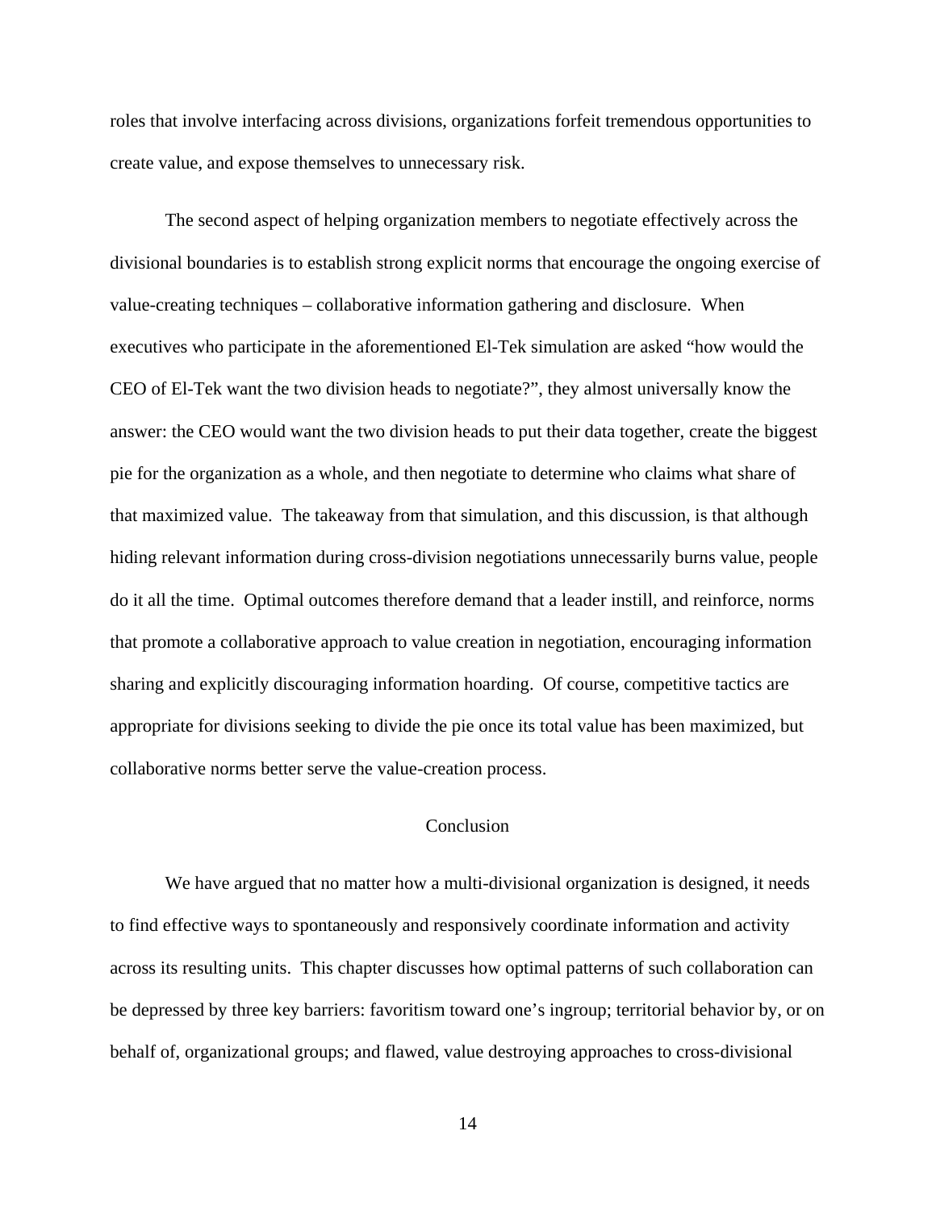roles that involve interfacing across divisions, organizations forfeit tremendous opportunities to create value, and expose themselves to unnecessary risk.

The second aspect of helping organization members to negotiate effectively across the divisional boundaries is to establish strong explicit norms that encourage the ongoing exercise of value-creating techniques – collaborative information gathering and disclosure. When executives who participate in the aforementioned El-Tek simulation are asked "how would the CEO of El-Tek want the two division heads to negotiate?", they almost universally know the answer: the CEO would want the two division heads to put their data together, create the biggest pie for the organization as a whole, and then negotiate to determine who claims what share of that maximized value. The takeaway from that simulation, and this discussion, is that although hiding relevant information during cross-division negotiations unnecessarily burns value, people do it all the time. Optimal outcomes therefore demand that a leader instill, and reinforce, norms that promote a collaborative approach to value creation in negotiation, encouraging information sharing and explicitly discouraging information hoarding. Of course, competitive tactics are appropriate for divisions seeking to divide the pie once its total value has been maximized, but collaborative norms better serve the value-creation process.

## Conclusion

We have argued that no matter how a multi-divisional organization is designed, it needs to find effective ways to spontaneously and responsively coordinate information and activity across its resulting units. This chapter discusses how optimal patterns of such collaboration can be depressed by three key barriers: favoritism toward one's ingroup; territorial behavior by, or on behalf of, organizational groups; and flawed, value destroying approaches to cross-divisional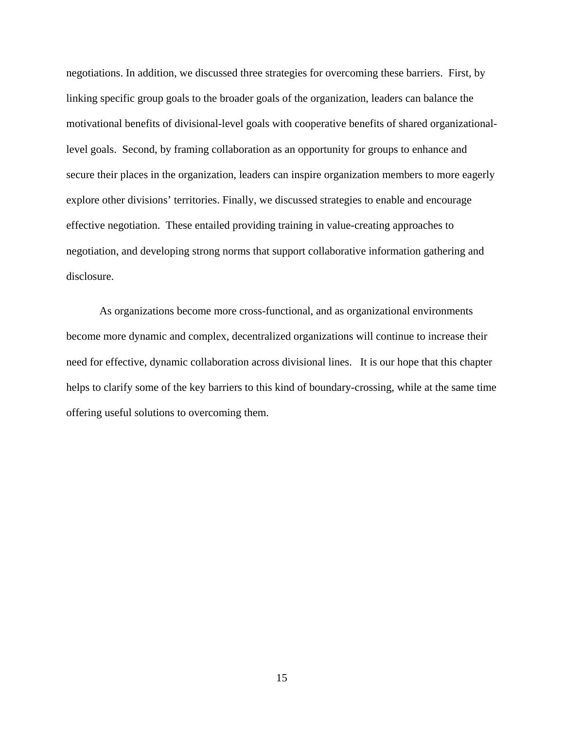negotiations. In addition, we discussed three strategies for overcoming these barriers. First, by linking specific group goals to the broader goals of the organization, leaders can balance the motivational benefits of divisional-level goals with cooperative benefits of shared organizational-level goals. Second, by framing collaboration as an opportunity for groups to enhance and secure their places in the organization, leaders can inspire organization members to more eagerly explore other divisions' territories. Finally, we discussed strategies to enable and encourage effective negotiation. These entailed providing training in value-creating approaches to negotiation, and developing strong norms that support collaborative information gathering and disclosure.

As organizations become more cross-functional, and as organizational environments become more dynamic and complex, decentralized organizations will continue to increase their need for effective, dynamic collaboration across divisional lines. It is our hope that this chapter helps to clarify some of the key barriers to this kind of boundary-crossing, while at the same time offering useful solutions to overcoming them.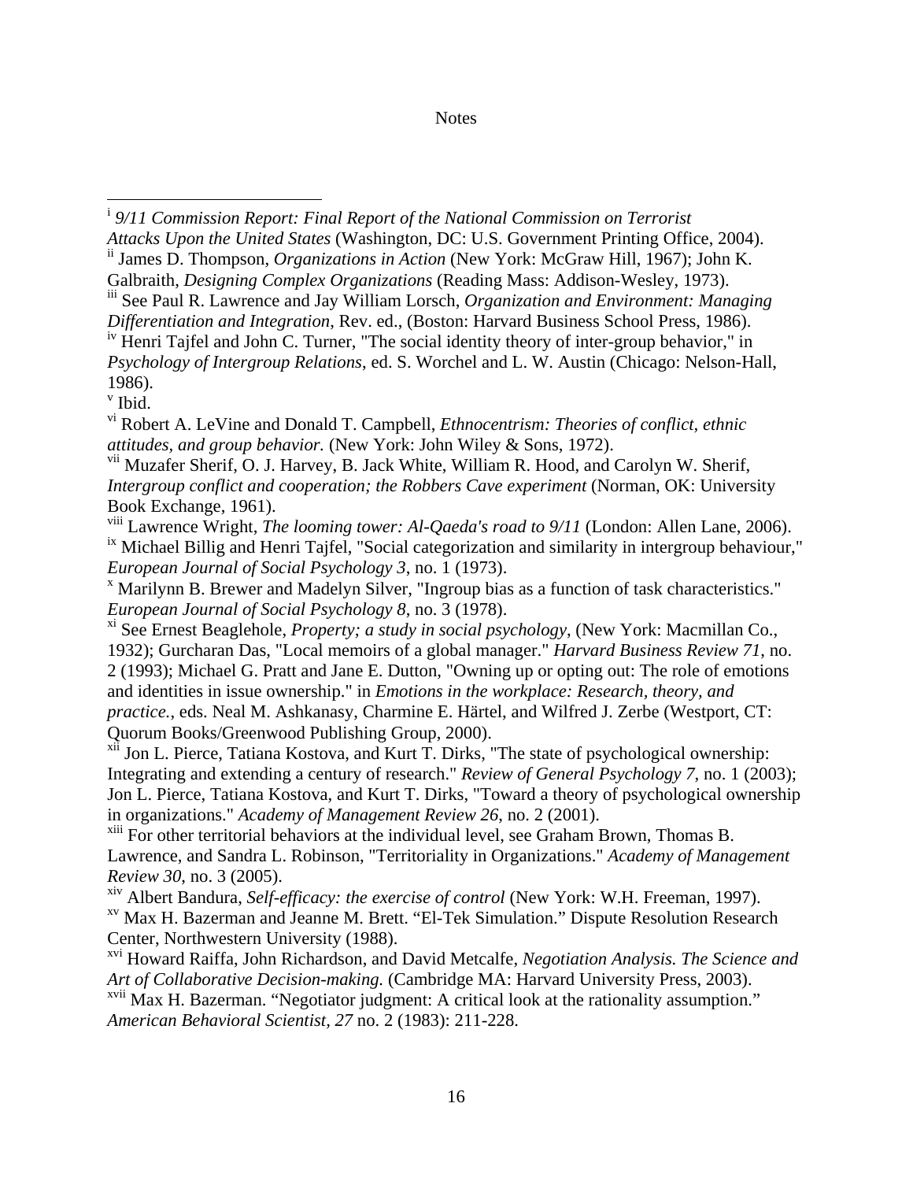Notes

[i] *9/11 Commission Report: Final Report of the National Commission on Terrorist Attacks Upon the United States* (Washington, DC: U.S. Government Printing Office, 2004).

[ii] James D. Thompson, *Organizations in Action* (New York: McGraw Hill, 1967); John K. Galbraith, *Designing Complex Organizations* (Reading Mass: Addison-Wesley, 1973).

[iii] See Paul R. Lawrence and Jay William Lorsch, *Organization and Environment: Managing Differentiation and Integration*, Rev. ed., (Boston: Harvard Business School Press, 1986).

[iv] Henri Tajfel and John C. Turner, "The social identity theory of inter-group behavior," in *Psychology of Intergroup Relations*, ed. S. Worchel and L. W. Austin (Chicago: Nelson-Hall, 1986).

[v] Ibid.

[vi] Robert A. LeVine and Donald T. Campbell, *Ethnocentrism: Theories of conflict, ethnic attitudes, and group behavior.* (New York: John Wiley & Sons, 1972).

[vii] Muzafer Sherif, O. J. Harvey, B. Jack White, William R. Hood, and Carolyn W. Sherif, *Intergroup conflict and cooperation; the Robbers Cave experiment* (Norman, OK: University Book Exchange, 1961).

[viii] Lawrence Wright, *The looming tower: Al-Qaeda's road to 9/11* (London: Allen Lane, 2006).

[ix] Michael Billig and Henri Tajfel, "Social categorization and similarity in intergroup behaviour," *European Journal of Social Psychology 3*, no. 1 (1973).

[x] Marilynn B. Brewer and Madelyn Silver, "Ingroup bias as a function of task characteristics." *European Journal of Social Psychology 8*, no. 3 (1978).

[xi] See Ernest Beaglehole, *Property; a study in social psychology*, (New York: Macmillan Co., 1932); Gurcharan Das, "Local memoirs of a global manager." *Harvard Business Review 71*, no. 2 (1993); Michael G. Pratt and Jane E. Dutton, "Owning up or opting out: The role of emotions and identities in issue ownership." in *Emotions in the workplace: Research, theory, and practice.*, eds. Neal M. Ashkanasy, Charmine E. Härtel, and Wilfred J. Zerbe (Westport, CT: Quorum Books/Greenwood Publishing Group, 2000).

[xii] Jon L. Pierce, Tatiana Kostova, and Kurt T. Dirks, "The state of psychological ownership: Integrating and extending a century of research." *Review of General Psychology 7*, no. 1 (2003); Jon L. Pierce, Tatiana Kostova, and Kurt T. Dirks, "Toward a theory of psychological ownership in organizations." *Academy of Management Review 26*, no. 2 (2001).

[xiii] For other territorial behaviors at the individual level, see Graham Brown, Thomas B. Lawrence, and Sandra L. Robinson, "Territoriality in Organizations." *Academy of Management Review 30*, no. 3 (2005).

[xiv] Albert Bandura, *Self-efficacy: the exercise of control* (New York: W.H. Freeman, 1997).

[xv] Max H. Bazerman and Jeanne M. Brett. "El-Tek Simulation." Dispute Resolution Research Center, Northwestern University (1988).

[xvi] Howard Raiffa, John Richardson, and David Metcalfe, *Negotiation Analysis. The Science and Art of Collaborative Decision-making.* (Cambridge MA: Harvard University Press, 2003).

[xvii] Max H. Bazerman. "Negotiator judgment: A critical look at the rationality assumption." *American Behavioral Scientist, 27* no. 2 (1983): 211-228.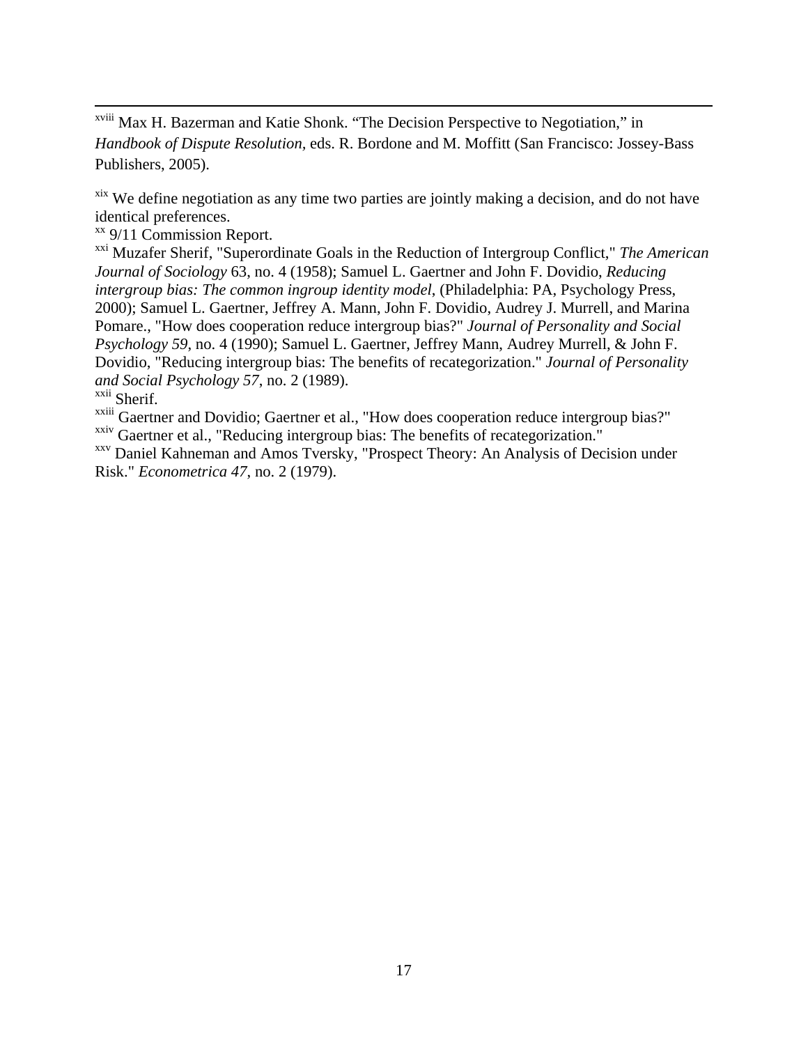[xviii] Max H. Bazerman and Katie Shonk. “The Decision Perspective to Negotiation,” in *Handbook of Dispute Resolution*, eds. R. Bordone and M. Moffitt (San Francisco: Jossey-Bass Publishers, 2005).

[xix] We define negotiation as any time two parties are jointly making a decision, and do not have identical preferences.

[xx] 9/11 Commission Report.

[xxi] Muzafer Sherif, "Superordinate Goals in the Reduction of Intergroup Conflict," *The American Journal of Sociology* 63, no. 4 (1958); Samuel L. Gaertner and John F. Dovidio, *Reducing intergroup bias: The common ingroup identity model*, (Philadelphia: PA, Psychology Press, 2000); Samuel L. Gaertner, Jeffrey A. Mann, John F. Dovidio, Audrey J. Murrell, and Marina Pomare., "How does cooperation reduce intergroup bias?" *Journal of Personality and Social Psychology 59*, no. 4 (1990); Samuel L. Gaertner, Jeffrey Mann, Audrey Murrell, & John F. Dovidio, "Reducing intergroup bias: The benefits of recategorization." *Journal of Personality and Social Psychology 57*, no. 2 (1989).

[xxii] Sherif.

[xxiii] Gaertner and Dovidio; Gaertner et al., "How does cooperation reduce intergroup bias?"

[xxiv] Gaertner et al., "Reducing intergroup bias: The benefits of recategorization."

[xxv] Daniel Kahneman and Amos Tversky, "Prospect Theory: An Analysis of Decision under Risk." *Econometrica 47*, no. 2 (1979).